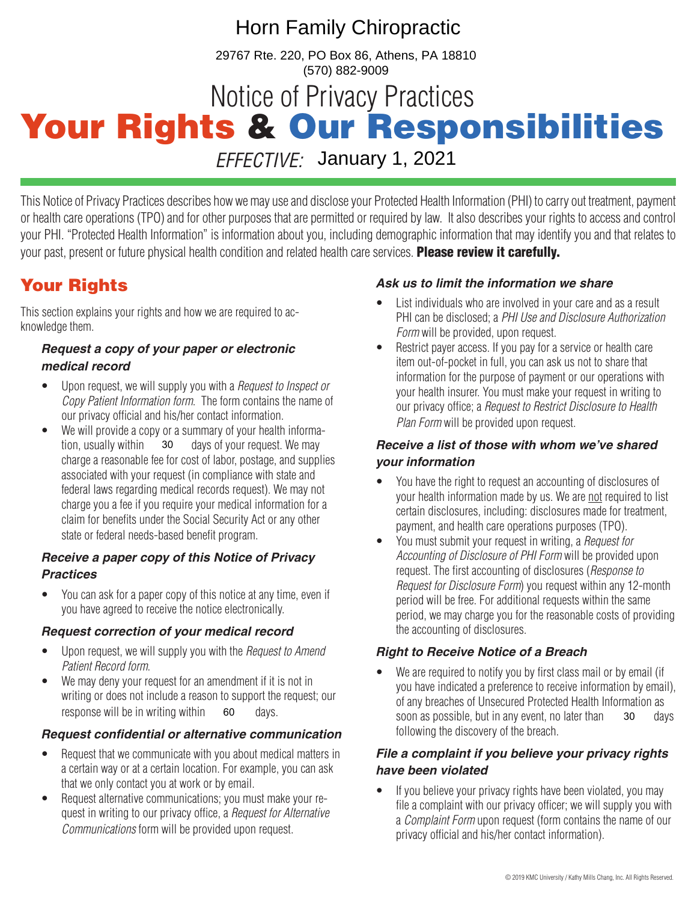# Horn Family Chiropractic

29767 Rte. 220, PO Box 86, Athens, PA 18810
(570) 882-9009

# Notice of Privacy Practices

# Your Rights & Our Responsibilities

*EFFECTIVE:* January 1, 2021

This Notice of Privacy Practices describes how we may use and disclose your Protected Health Information (PHI) to carry out treatment, payment or health care operations (TPO) and for other purposes that are permitted or required by law. It also describes your rights to access and control your PHI. "Protected Health Information" is information about you, including demographic information that may identify you and that relates to your past, present or future physical health condition and related health care services. **Please review it carefully.**

## Your Rights

This section explains your rights and how we are required to acknowledge them.

### *Request a copy of your paper or electronic medical record*

- Upon request, we will supply you with a *Request to Inspect or Copy Patient Information form*. The form contains the name of our privacy official and his/her contact information.
- We will provide a copy or a summary of your health information, usually within 30 days of your request. We may charge a reasonable fee for cost of labor, postage, and supplies associated with your request (in compliance with state and federal laws regarding medical records request). We may not charge you a fee if you require your medical information for a claim for benefits under the Social Security Act or any other state or federal needs-based benefit program.

### *Receive a paper copy of this Notice of Privacy Practices*

- You can ask for a paper copy of this notice at any time, even if you have agreed to receive the notice electronically.

### *Request correction of your medical record*

- Upon request, we will supply you with the *Request to Amend Patient Record form*.
- We may deny your request for an amendment if it is not in writing or does not include a reason to support the request; our response will be in writing within 60 days.

### *Request confidential or alternative communication*

- Request that we communicate with you about medical matters in a certain way or at a certain location. For example, you can ask that we only contact you at work or by email.
- Request alternative communications; you must make your request in writing to our privacy office, a *Request for Alternative Communications* form will be provided upon request.

### *Ask us to limit the information we share*

- List individuals who are involved in your care and as a result PHI can be disclosed; a *PHI Use and Disclosure Authorization Form* will be provided, upon request.
- Restrict payer access. If you pay for a service or health care item out-of-pocket in full, you can ask us not to share that information for the purpose of payment or our operations with your health insurer. You must make your request in writing to our privacy office; a *Request to Restrict Disclosure to Health Plan Form* will be provided upon request.

### *Receive a list of those with whom we've shared your information*

- You have the right to request an accounting of disclosures of your health information made by us. We are not required to list certain disclosures, including: disclosures made for treatment, payment, and health care operations purposes (TPO).
- You must submit your request in writing, a *Request for Accounting of Disclosure of PHI Form* will be provided upon request. The first accounting of disclosures (*Response to Request for Disclosure Form*) you request within any 12-month period will be free. For additional requests within the same period, we may charge you for the reasonable costs of providing the accounting of disclosures.

### *Right to Receive Notice of a Breach*

- We are required to notify you by first class mail or by email (if you have indicated a preference to receive information by email), of any breaches of Unsecured Protected Health Information as soon as possible, but in any event, no later than 30 days following the discovery of the breach.

### *File a complaint if you believe your privacy rights have been violated*

- If you believe your privacy rights have been violated, you may file a complaint with our privacy officer; we will supply you with a *Complaint Form* upon request (form contains the name of our privacy official and his/her contact information).

© 2019 KMC University / Kathy Mills Chang, Inc. All Rights Reserved.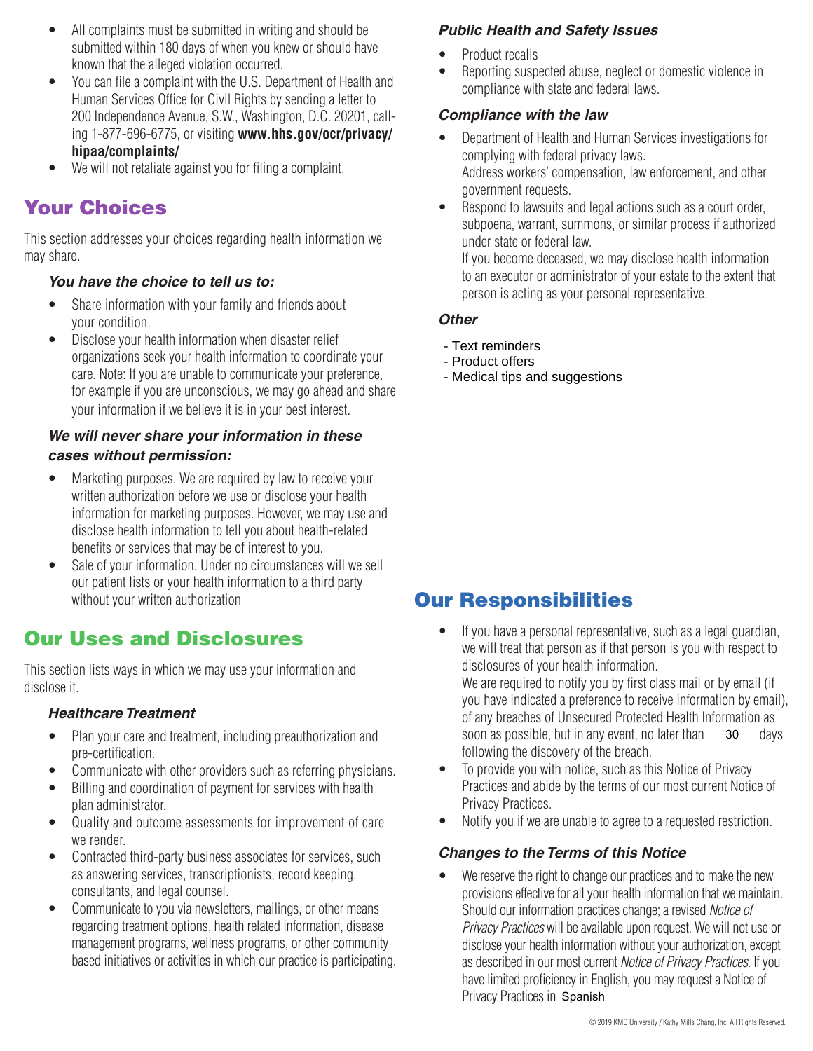- All complaints must be submitted in writing and should be submitted within 180 days of when you knew or should have known that the alleged violation occurred.
- You can file a complaint with the U.S. Department of Health and Human Services Office for Civil Rights by sending a letter to 200 Independence Avenue, S.W., Washington, D.C. 20201, calling 1-877-696-6775, or visiting **www.hhs.gov/ocr/privacy/hipaa/complaints/**
- We will not retaliate against you for filing a complaint.

## Your Choices

This section addresses your choices regarding health information we may share.

### *You have the choice to tell us to:*

- Share information with your family and friends about your condition.
- Disclose your health information when disaster relief organizations seek your health information to coordinate your care. Note: If you are unable to communicate your preference, for example if you are unconscious, we may go ahead and share your information if we believe it is in your best interest.

### *We will never share your information in these cases without permission:*

- Marketing purposes. We are required by law to receive your written authorization before we use or disclose your health information for marketing purposes. However, we may use and disclose health information to tell you about health-related benefits or services that may be of interest to you.
- Sale of your information. Under no circumstances will we sell our patient lists or your health information to a third party without your written authorization

## Our Uses and Disclosures

This section lists ways in which we may use your information and disclose it.

### *Healthcare Treatment*

- Plan your care and treatment, including preauthorization and pre-certification.
- Communicate with other providers such as referring physicians.
- Billing and coordination of payment for services with health plan administrator.
- Quality and outcome assessments for improvement of care we render.
- Contracted third-party business associates for services, such as answering services, transcriptionists, record keeping, consultants, and legal counsel.
- Communicate to you via newsletters, mailings, or other means regarding treatment options, health related information, disease management programs, wellness programs, or other community based initiatives or activities in which our practice is participating.

### *Public Health and Safety Issues*

- Product recalls
- Reporting suspected abuse, neglect or domestic violence in compliance with state and federal laws.

### *Compliance with the law*

- Department of Health and Human Services investigations for complying with federal privacy laws.
  Address workers' compensation, law enforcement, and other government requests.
- Respond to lawsuits and legal actions such as a court order, subpoena, warrant, summons, or similar process if authorized under state or federal law.
  If you become deceased, we may disclose health information to an executor or administrator of your estate to the extent that person is acting as your personal representative.

### *Other*

- Text reminders
- Product offers
- Medical tips and suggestions

## Our Responsibilities

- If you have a personal representative, such as a legal guardian, we will treat that person as if that person is you with respect to disclosures of your health information.
  We are required to notify you by first class mail or by email (if you have indicated a preference to receive information by email), of any breaches of Unsecured Protected Health Information as soon as possible, but in any event, no later than 30 days following the discovery of the breach.
- To provide you with notice, such as this Notice of Privacy Practices and abide by the terms of our most current Notice of Privacy Practices.
- Notify you if we are unable to agree to a requested restriction.

### *Changes to the Terms of this Notice*

- We reserve the right to change our practices and to make the new provisions effective for all your health information that we maintain. Should our information practices change; a revised *Notice of Privacy Practices* will be available upon request. We will not use or disclose your health information without your authorization, except as described in our most current *Notice of Privacy Practices*. If you have limited proficiency in English, you may request a Notice of Privacy Practices in Spanish

© 2019 KMC University / Kathy Mills Chang, Inc. All Rights Reserved.